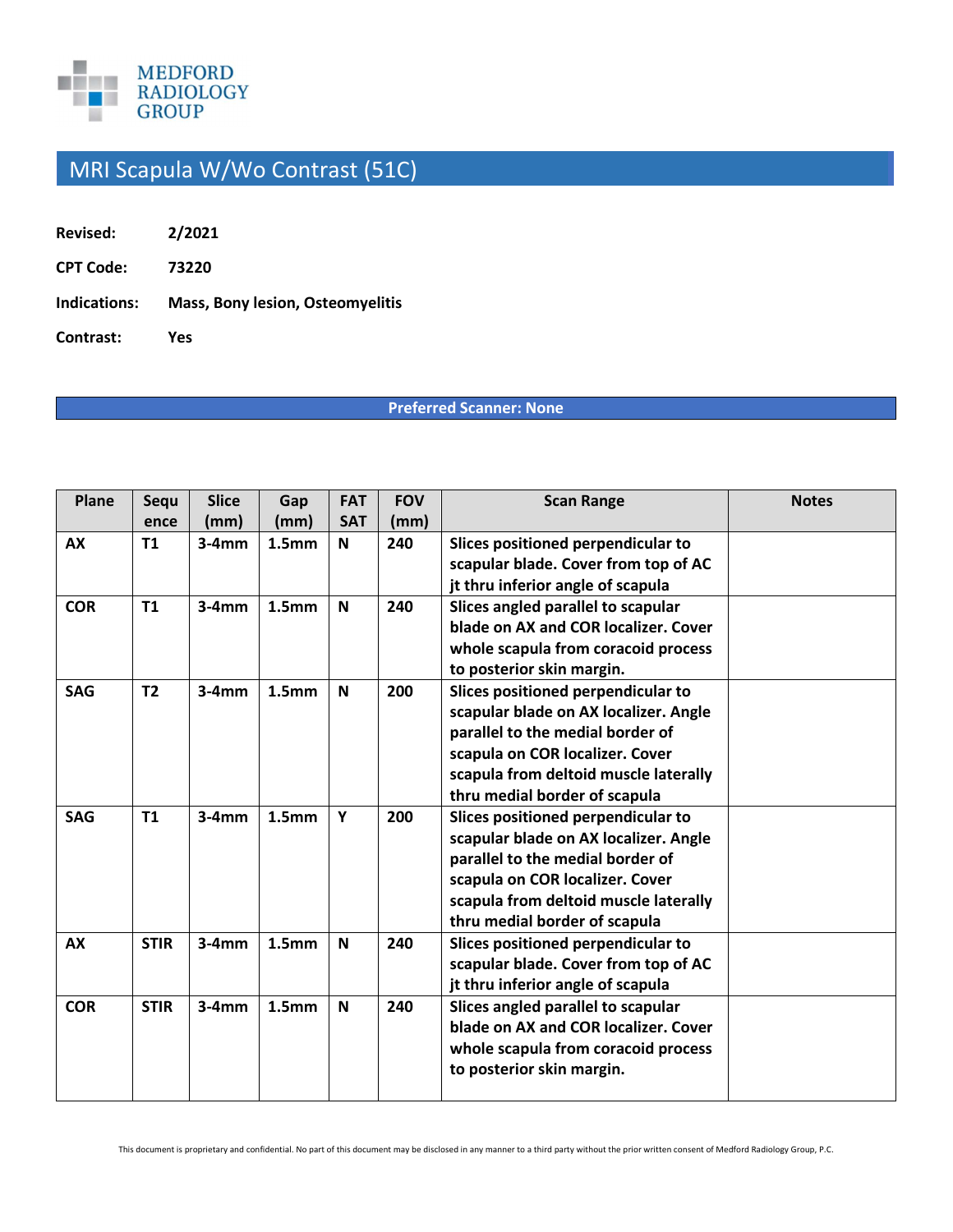MEDFORD RADIOLOGY GROUP

# MRI Scapula W/Wo Contrast (51C)

**Revised:** 2/2021

**CPT Code:** 73220

**Indications:** Mass, Bony lesion, Osteomyelitis

**Contrast:** Yes

**Preferred Scanner: None**

| Plane | Sequence | Slice (mm) | Gap (mm) | FAT SAT | FOV (mm) | Scan Range | Notes |
|---|---|---|---|---|---|---|---|
| AX | T1 | 3-4mm | 1.5mm | N | 240 | Slices positioned perpendicular to scapular blade. Cover from top of AC jt thru inferior angle of scapula | |
| COR | T1 | 3-4mm | 1.5mm | N | 240 | Slices angled parallel to scapular blade on AX and COR localizer. Cover whole scapula from coracoid process to posterior skin margin. | |
| SAG | T2 | 3-4mm | 1.5mm | N | 200 | Slices positioned perpendicular to scapular blade on AX localizer. Angle parallel to the medial border of scapula on COR localizer. Cover scapula from deltoid muscle laterally thru medial border of scapula | |
| SAG | T1 | 3-4mm | 1.5mm | Y | 200 | Slices positioned perpendicular to scapular blade on AX localizer. Angle parallel to the medial border of scapula on COR localizer. Cover scapula from deltoid muscle laterally thru medial border of scapula | |
| AX | STIR | 3-4mm | 1.5mm | N | 240 | Slices positioned perpendicular to scapular blade. Cover from top of AC jt thru inferior angle of scapula | |
| COR | STIR | 3-4mm | 1.5mm | N | 240 | Slices angled parallel to scapular blade on AX and COR localizer. Cover whole scapula from coracoid process to posterior skin margin. | |

This document is proprietary and confidential. No part of this document may be disclosed in any manner to a third party without the prior written consent of Medford Radiology Group, P.C.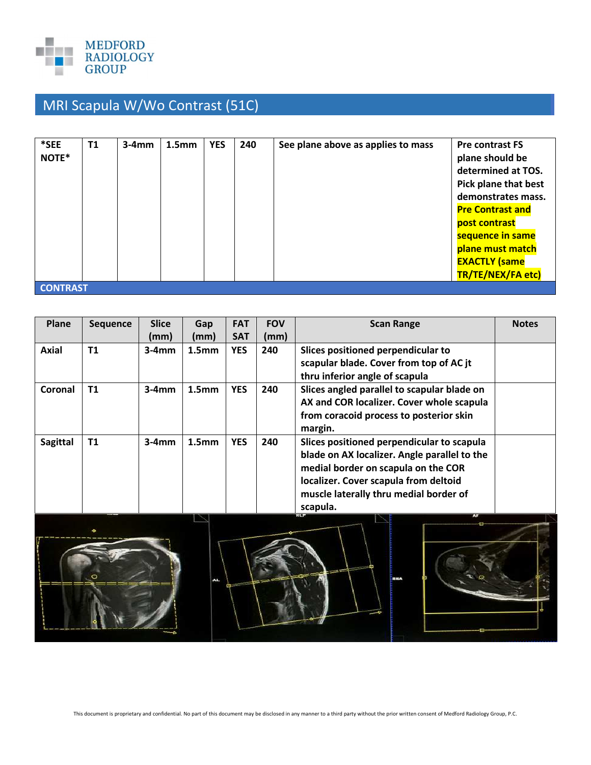## MRI Scapula W/Wo Contrast (51C)

| | | | | | | | |
|---|---|---|---|---|---|---|---|
| **\*SEE NOTE\*** | **T1** | **3-4mm** | **1.5mm** | **YES** | **240** | **See plane above as applies to mass** | **Pre contrast FS plane should be determined at TOS. Pick plane that best demonstrates mass. Pre Contrast and post contrast sequence in same plane must match EXACTLY (same TR/TE/NEX/FA etc)** |

**CONTRAST**

| Plane | Sequence | Slice (mm) | Gap (mm) | FAT SAT | FOV (mm) | Scan Range | Notes |
|---|---|---|---|---|---|---|---|
| **Axial** | **T1** | **3-4mm** | **1.5mm** | **YES** | **240** | **Slices positioned perpendicular to scapular blade. Cover from top of AC jt thru inferior angle of scapula** | |
| **Coronal** | **T1** | **3-4mm** | **1.5mm** | **YES** | **240** | **Slices angled parallel to scapular blade on AX and COR localizer. Cover whole scapula from coracoid process to posterior skin margin.** | |
| **Sagittal** | **T1** | **3-4mm** | **1.5mm** | **YES** | **240** | **Slices positioned perpendicular to scapula blade on AX localizer. Angle parallel to the medial border on scapula on the COR localizer. Cover scapula from deltoid muscle laterally thru medial border of scapula.** | |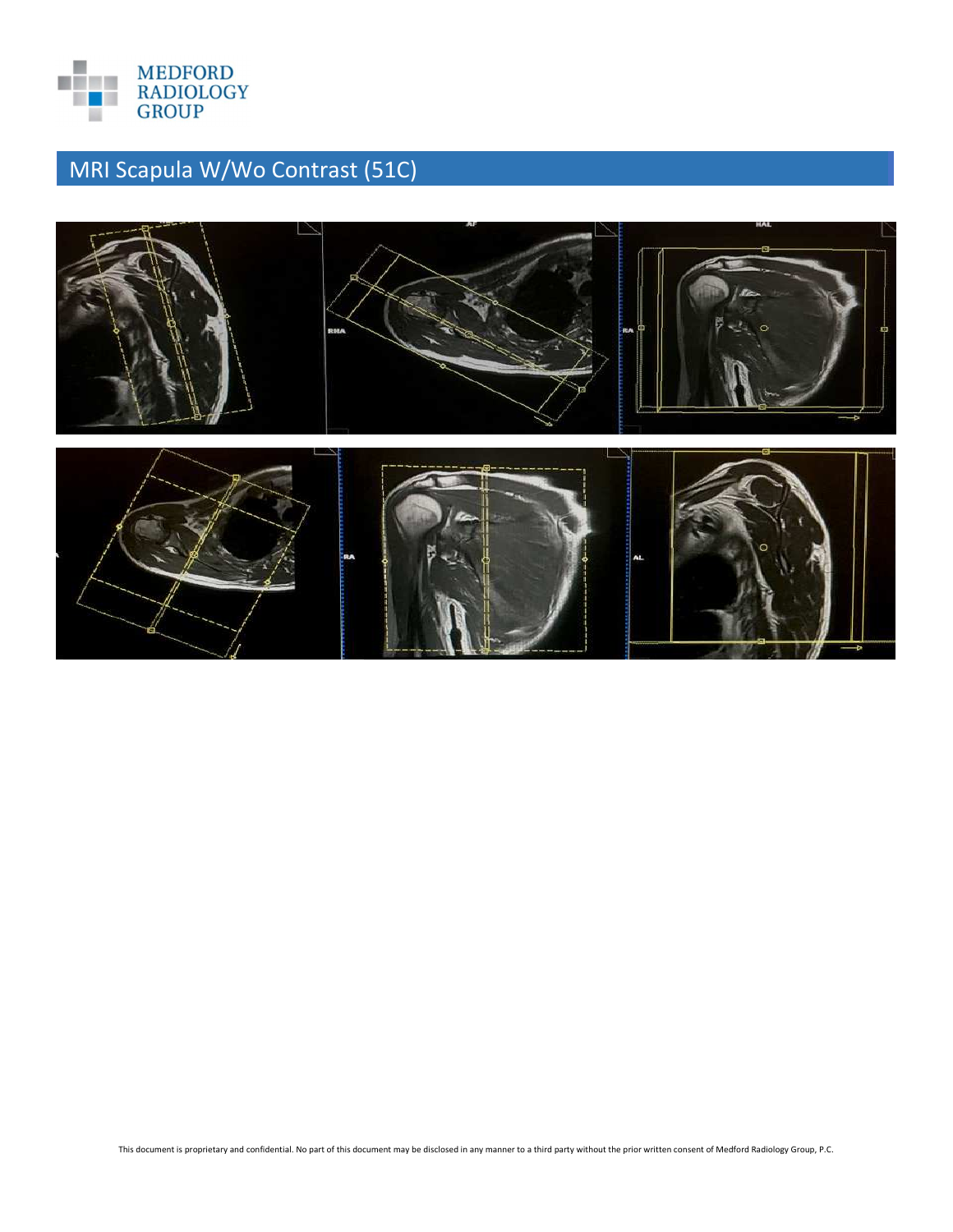## MRI Scapula W/Wo Contrast (51C)

This document is proprietary and confidential. No part of this document may be disclosed in any manner to a third party without the prior written consent of Medford Radiology Group, P.C.